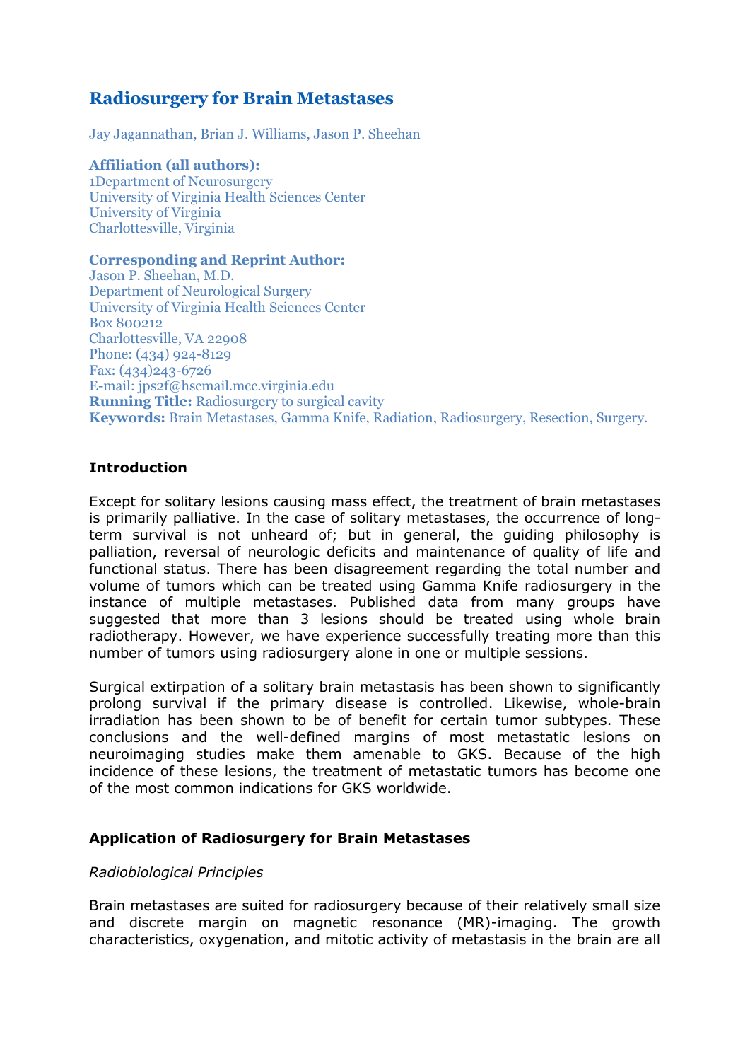# Radiosurgery for Brain Metastases

Jay Jagannathan, Brian J. Williams, Jason P. Sheehan

**Affiliation (all authors):**
1Department of Neurosurgery
University of Virginia Health Sciences Center
University of Virginia
Charlottesville, Virginia

**Corresponding and Reprint Author:**
Jason P. Sheehan, M.D.
Department of Neurological Surgery
University of Virginia Health Sciences Center
Box 800212
Charlottesville, VA 22908
Phone: (434) 924-8129
Fax: (434)243-6726
E-mail: jps2f@hscmail.mcc.virginia.edu
**Running Title:** Radiosurgery to surgical cavity
**Keywords:** Brain Metastases, Gamma Knife, Radiation, Radiosurgery, Resection, Surgery.

## Introduction

Except for solitary lesions causing mass effect, the treatment of brain metastases is primarily palliative. In the case of solitary metastases, the occurrence of long-term survival is not unheard of; but in general, the guiding philosophy is palliation, reversal of neurologic deficits and maintenance of quality of life and functional status. There has been disagreement regarding the total number and volume of tumors which can be treated using Gamma Knife radiosurgery in the instance of multiple metastases. Published data from many groups have suggested that more than 3 lesions should be treated using whole brain radiotherapy. However, we have experience successfully treating more than this number of tumors using radiosurgery alone in one or multiple sessions.

Surgical extirpation of a solitary brain metastasis has been shown to significantly prolong survival if the primary disease is controlled. Likewise, whole-brain irradiation has been shown to be of benefit for certain tumor subtypes. These conclusions and the well-defined margins of most metastatic lesions on neuroimaging studies make them amenable to GKS. Because of the high incidence of these lesions, the treatment of metastatic tumors has become one of the most common indications for GKS worldwide.

## Application of Radiosurgery for Brain Metastases

### *Radiobiological Principles*

Brain metastases are suited for radiosurgery because of their relatively small size and discrete margin on magnetic resonance (MR)-imaging. The growth characteristics, oxygenation, and mitotic activity of metastasis in the brain are all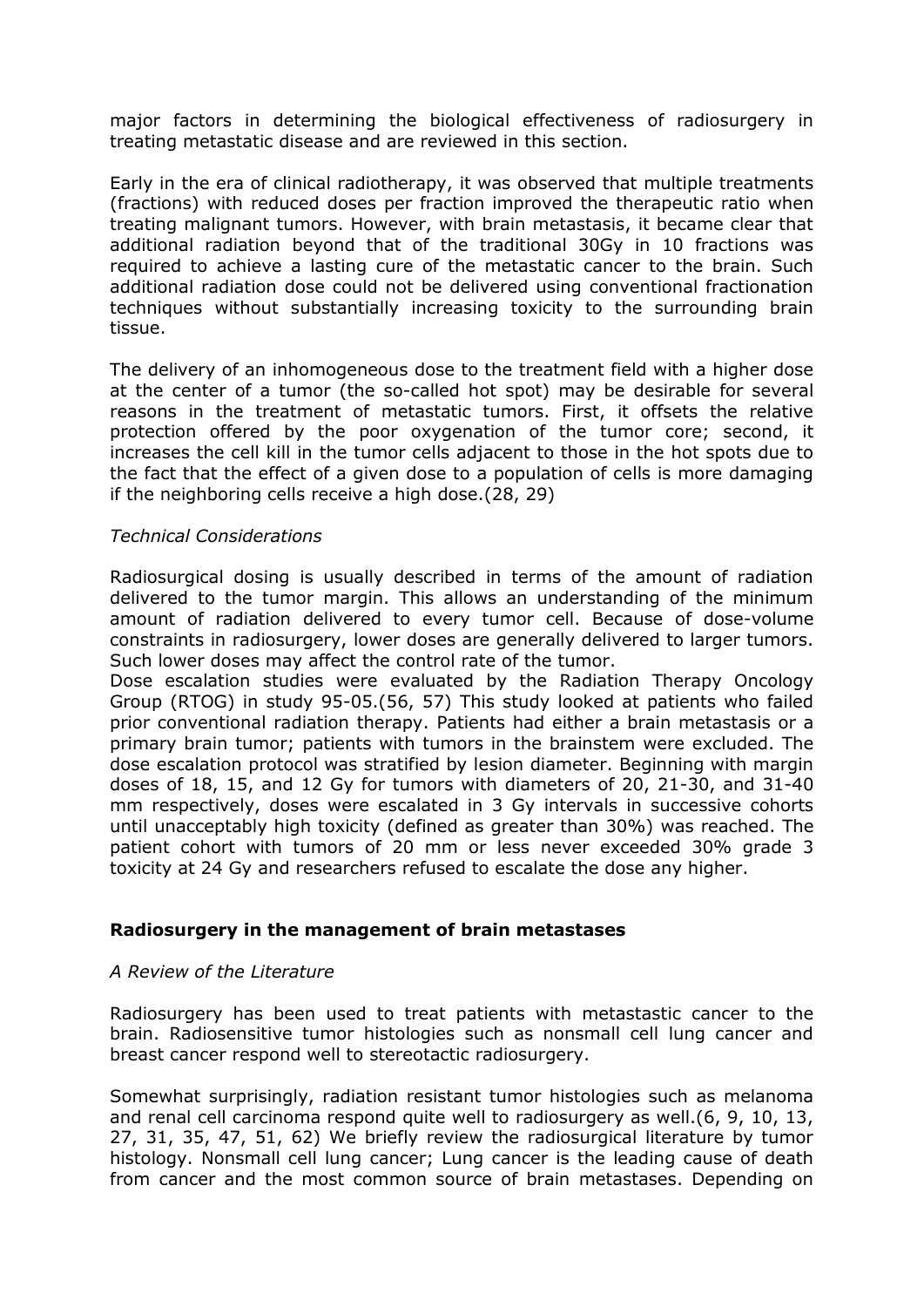major factors in determining the biological effectiveness of radiosurgery in treating metastatic disease and are reviewed in this section.

Early in the era of clinical radiotherapy, it was observed that multiple treatments (fractions) with reduced doses per fraction improved the therapeutic ratio when treating malignant tumors. However, with brain metastasis, it became clear that additional radiation beyond that of the traditional 30Gy in 10 fractions was required to achieve a lasting cure of the metastatic cancer to the brain. Such additional radiation dose could not be delivered using conventional fractionation techniques without substantially increasing toxicity to the surrounding brain tissue.

The delivery of an inhomogeneous dose to the treatment field with a higher dose at the center of a tumor (the so-called hot spot) may be desirable for several reasons in the treatment of metastatic tumors. First, it offsets the relative protection offered by the poor oxygenation of the tumor core; second, it increases the cell kill in the tumor cells adjacent to those in the hot spots due to the fact that the effect of a given dose to a population of cells is more damaging if the neighboring cells receive a high dose.(28, 29)

*Technical Considerations*

Radiosurgical dosing is usually described in terms of the amount of radiation delivered to the tumor margin. This allows an understanding of the minimum amount of radiation delivered to every tumor cell. Because of dose-volume constraints in radiosurgery, lower doses are generally delivered to larger tumors. Such lower doses may affect the control rate of the tumor.
Dose escalation studies were evaluated by the Radiation Therapy Oncology Group (RTOG) in study 95-05.(56, 57) This study looked at patients who failed prior conventional radiation therapy. Patients had either a brain metastasis or a primary brain tumor; patients with tumors in the brainstem were excluded. The dose escalation protocol was stratified by lesion diameter. Beginning with margin doses of 18, 15, and 12 Gy for tumors with diameters of 20, 21-30, and 31-40 mm respectively, doses were escalated in 3 Gy intervals in successive cohorts until unacceptably high toxicity (defined as greater than 30%) was reached. The patient cohort with tumors of 20 mm or less never exceeded 30% grade 3 toxicity at 24 Gy and researchers refused to escalate the dose any higher.

## Radiosurgery in the management of brain metastases

*A Review of the Literature*

Radiosurgery has been used to treat patients with metastastic cancer to the brain. Radiosensitive tumor histologies such as nonsmall cell lung cancer and breast cancer respond well to stereotactic radiosurgery.

Somewhat surprisingly, radiation resistant tumor histologies such as melanoma and renal cell carcinoma respond quite well to radiosurgery as well.(6, 9, 10, 13, 27, 31, 35, 47, 51, 62) We briefly review the radiosurgical literature by tumor histology. Nonsmall cell lung cancer; Lung cancer is the leading cause of death from cancer and the most common source of brain metastases. Depending on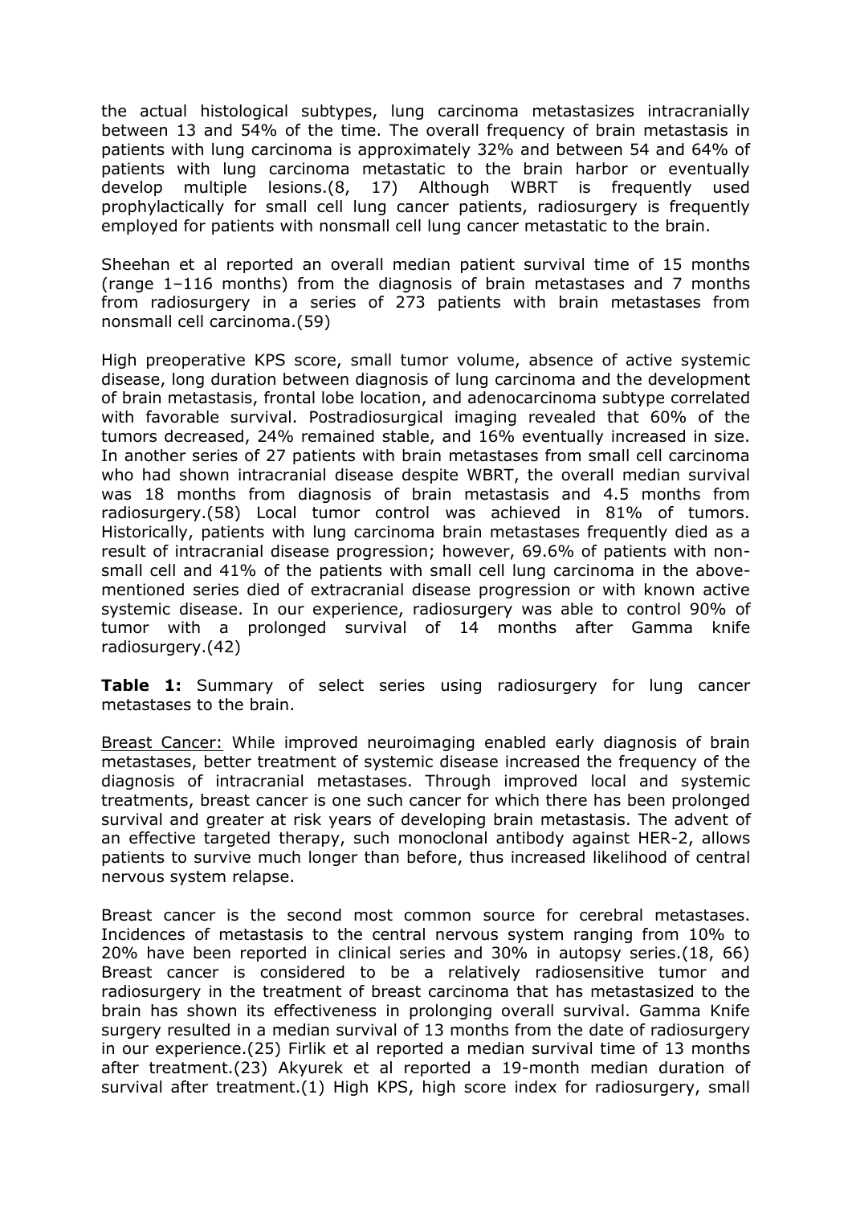the actual histological subtypes, lung carcinoma metastasizes intracranially between 13 and 54% of the time. The overall frequency of brain metastasis in patients with lung carcinoma is approximately 32% and between 54 and 64% of patients with lung carcinoma metastatic to the brain harbor or eventually develop multiple lesions.(8, 17) Although WBRT is frequently used prophylactically for small cell lung cancer patients, radiosurgery is frequently employed for patients with nonsmall cell lung cancer metastatic to the brain.

Sheehan et al reported an overall median patient survival time of 15 months (range 1–116 months) from the diagnosis of brain metastases and 7 months from radiosurgery in a series of 273 patients with brain metastases from nonsmall cell carcinoma.(59)

High preoperative KPS score, small tumor volume, absence of active systemic disease, long duration between diagnosis of lung carcinoma and the development of brain metastasis, frontal lobe location, and adenocarcinoma subtype correlated with favorable survival. Postradiosurgical imaging revealed that 60% of the tumors decreased, 24% remained stable, and 16% eventually increased in size. In another series of 27 patients with brain metastases from small cell carcinoma who had shown intracranial disease despite WBRT, the overall median survival was 18 months from diagnosis of brain metastasis and 4.5 months from radiosurgery.(58) Local tumor control was achieved in 81% of tumors. Historically, patients with lung carcinoma brain metastases frequently died as a result of intracranial disease progression; however, 69.6% of patients with non-small cell and 41% of the patients with small cell lung carcinoma in the above-mentioned series died of extracranial disease progression or with known active systemic disease. In our experience, radiosurgery was able to control 90% of tumor with a prolonged survival of 14 months after Gamma knife radiosurgery.(42)

**Table 1:** Summary of select series using radiosurgery for lung cancer metastases to the brain.

Breast Cancer: While improved neuroimaging enabled early diagnosis of brain metastases, better treatment of systemic disease increased the frequency of the diagnosis of intracranial metastases. Through improved local and systemic treatments, breast cancer is one such cancer for which there has been prolonged survival and greater at risk years of developing brain metastasis. The advent of an effective targeted therapy, such monoclonal antibody against HER-2, allows patients to survive much longer than before, thus increased likelihood of central nervous system relapse.

Breast cancer is the second most common source for cerebral metastases. Incidences of metastasis to the central nervous system ranging from 10% to 20% have been reported in clinical series and 30% in autopsy series.(18, 66) Breast cancer is considered to be a relatively radiosensitive tumor and radiosurgery in the treatment of breast carcinoma that has metastasized to the brain has shown its effectiveness in prolonging overall survival. Gamma Knife surgery resulted in a median survival of 13 months from the date of radiosurgery in our experience.(25) Firlik et al reported a median survival time of 13 months after treatment.(23) Akyurek et al reported a 19-month median duration of survival after treatment.(1) High KPS, high score index for radiosurgery, small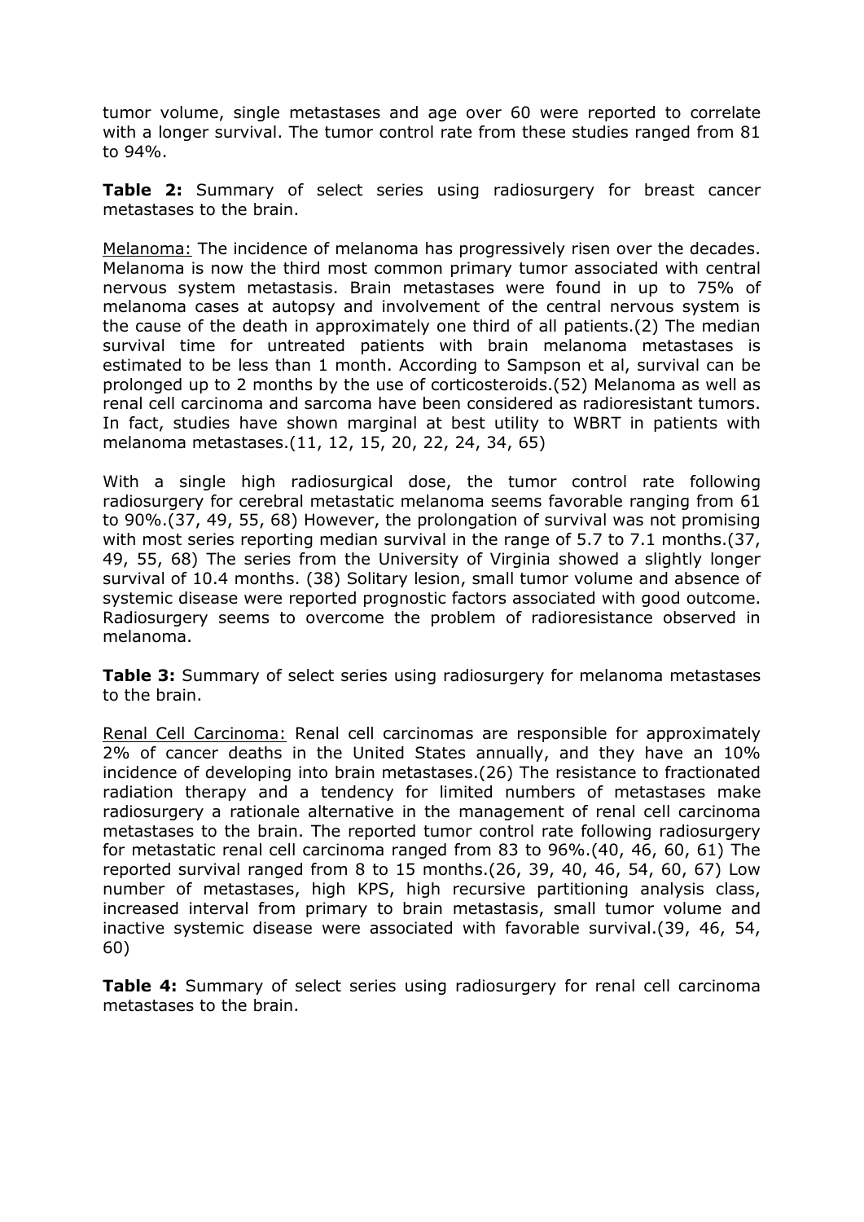tumor volume, single metastases and age over 60 were reported to correlate with a longer survival. The tumor control rate from these studies ranged from 81 to 94%.

**Table 2:** Summary of select series using radiosurgery for breast cancer metastases to the brain.

<u>Melanoma:</u> The incidence of melanoma has progressively risen over the decades. Melanoma is now the third most common primary tumor associated with central nervous system metastasis. Brain metastases were found in up to 75% of melanoma cases at autopsy and involvement of the central nervous system is the cause of the death in approximately one third of all patients.(2) The median survival time for untreated patients with brain melanoma metastases is estimated to be less than 1 month. According to Sampson et al, survival can be prolonged up to 2 months by the use of corticosteroids.(52) Melanoma as well as renal cell carcinoma and sarcoma have been considered as radioresistant tumors. In fact, studies have shown marginal at best utility to WBRT in patients with melanoma metastases.(11, 12, 15, 20, 22, 24, 34, 65)

With a single high radiosurgical dose, the tumor control rate following radiosurgery for cerebral metastatic melanoma seems favorable ranging from 61 to 90%.(37, 49, 55, 68) However, the prolongation of survival was not promising with most series reporting median survival in the range of 5.7 to 7.1 months.(37, 49, 55, 68) The series from the University of Virginia showed a slightly longer survival of 10.4 months. (38) Solitary lesion, small tumor volume and absence of systemic disease were reported prognostic factors associated with good outcome. Radiosurgery seems to overcome the problem of radioresistance observed in melanoma.

**Table 3:** Summary of select series using radiosurgery for melanoma metastases to the brain.

<u>Renal Cell Carcinoma:</u> Renal cell carcinomas are responsible for approximately 2% of cancer deaths in the United States annually, and they have an 10% incidence of developing into brain metastases.(26) The resistance to fractionated radiation therapy and a tendency for limited numbers of metastases make radiosurgery a rationale alternative in the management of renal cell carcinoma metastases to the brain. The reported tumor control rate following radiosurgery for metastatic renal cell carcinoma ranged from 83 to 96%.(40, 46, 60, 61) The reported survival ranged from 8 to 15 months.(26, 39, 40, 46, 54, 60, 67) Low number of metastases, high KPS, high recursive partitioning analysis class, increased interval from primary to brain metastasis, small tumor volume and inactive systemic disease were associated with favorable survival.(39, 46, 54, 60)

**Table 4:** Summary of select series using radiosurgery for renal cell carcinoma metastases to the brain.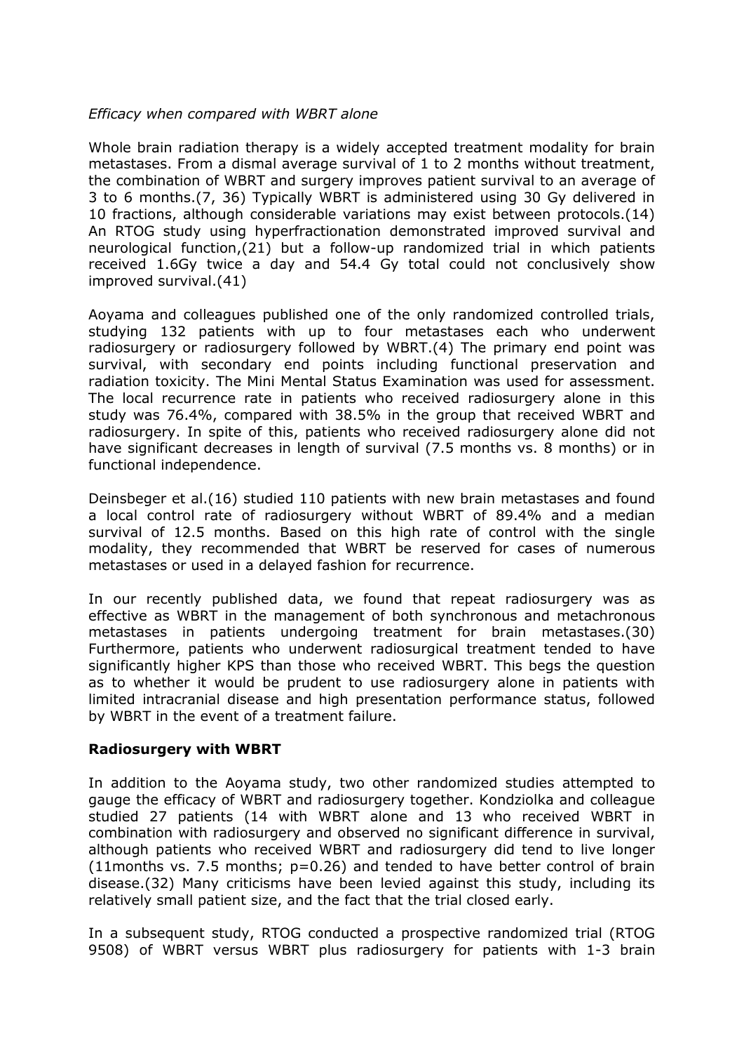*Efficacy when compared with WBRT alone*

Whole brain radiation therapy is a widely accepted treatment modality for brain metastases. From a dismal average survival of 1 to 2 months without treatment, the combination of WBRT and surgery improves patient survival to an average of 3 to 6 months.(7, 36) Typically WBRT is administered using 30 Gy delivered in 10 fractions, although considerable variations may exist between protocols.(14) An RTOG study using hyperfractionation demonstrated improved survival and neurological function,(21) but a follow-up randomized trial in which patients received 1.6Gy twice a day and 54.4 Gy total could not conclusively show improved survival.(41)

Aoyama and colleagues published one of the only randomized controlled trials, studying 132 patients with up to four metastases each who underwent radiosurgery or radiosurgery followed by WBRT.(4) The primary end point was survival, with secondary end points including functional preservation and radiation toxicity. The Mini Mental Status Examination was used for assessment. The local recurrence rate in patients who received radiosurgery alone in this study was 76.4%, compared with 38.5% in the group that received WBRT and radiosurgery. In spite of this, patients who received radiosurgery alone did not have significant decreases in length of survival (7.5 months vs. 8 months) or in functional independence.

Deinsbeger et al.(16) studied 110 patients with new brain metastases and found a local control rate of radiosurgery without WBRT of 89.4% and a median survival of 12.5 months. Based on this high rate of control with the single modality, they recommended that WBRT be reserved for cases of numerous metastases or used in a delayed fashion for recurrence.

In our recently published data, we found that repeat radiosurgery was as effective as WBRT in the management of both synchronous and metachronous metastases in patients undergoing treatment for brain metastases.(30) Furthermore, patients who underwent radiosurgical treatment tended to have significantly higher KPS than those who received WBRT. This begs the question as to whether it would be prudent to use radiosurgery alone in patients with limited intracranial disease and high presentation performance status, followed by WBRT in the event of a treatment failure.

**Radiosurgery with WBRT**

In addition to the Aoyama study, two other randomized studies attempted to gauge the efficacy of WBRT and radiosurgery together. Kondziolka and colleague studied 27 patients (14 with WBRT alone and 13 who received WBRT in combination with radiosurgery and observed no significant difference in survival, although patients who received WBRT and radiosurgery did tend to live longer (11months vs. 7.5 months; $p=0.26$) and tended to have better control of brain disease.(32) Many criticisms have been levied against this study, including its relatively small patient size, and the fact that the trial closed early.

In a subsequent study, RTOG conducted a prospective randomized trial (RTOG 9508) of WBRT versus WBRT plus radiosurgery for patients with 1-3 brain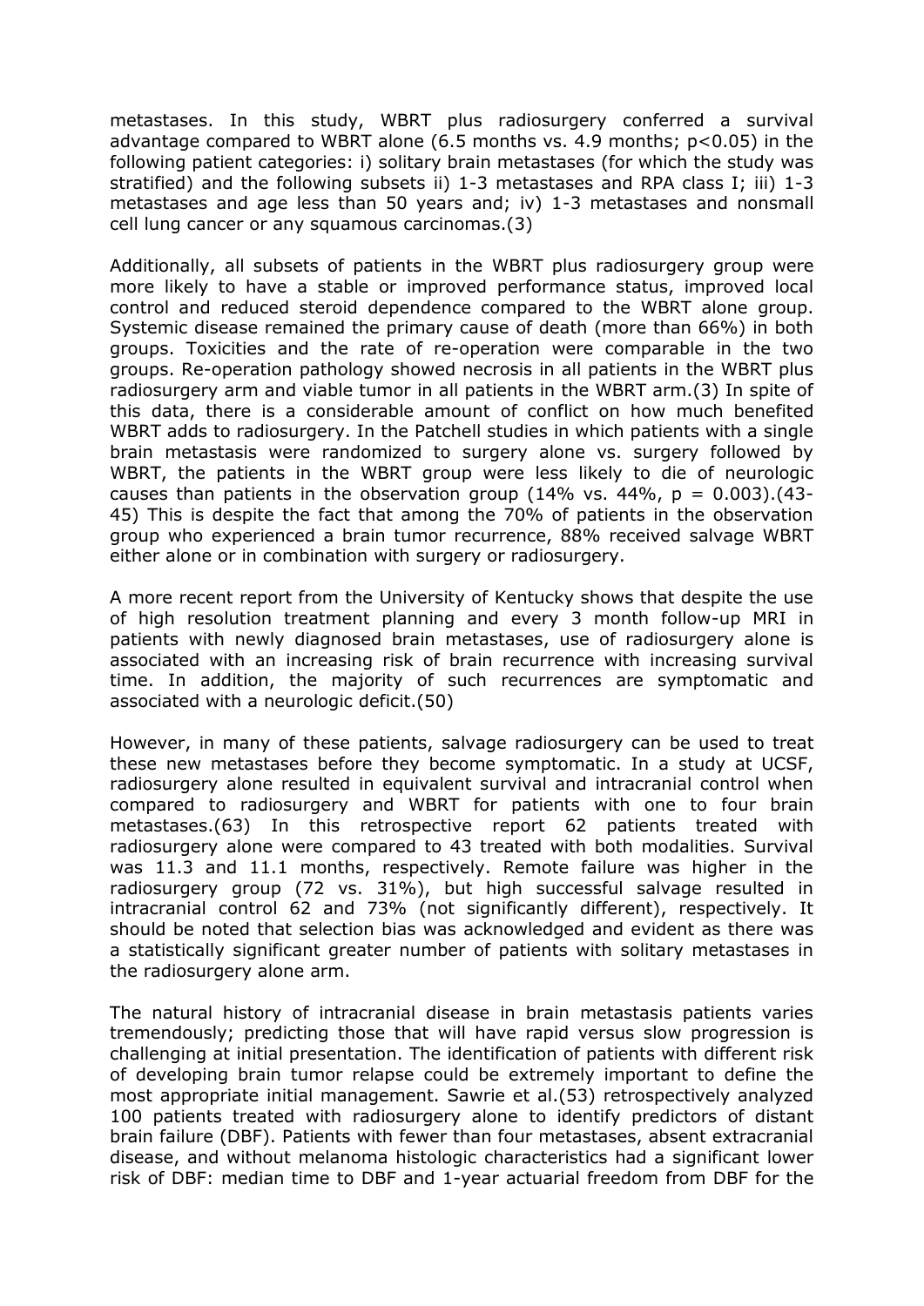metastases. In this study, WBRT plus radiosurgery conferred a survival advantage compared to WBRT alone (6.5 months vs. 4.9 months; $p<0.05$) in the following patient categories: i) solitary brain metastases (for which the study was stratified) and the following subsets ii) 1-3 metastases and RPA class I; iii) 1-3 metastases and age less than 50 years and; iv) 1-3 metastases and nonsmall cell lung cancer or any squamous carcinomas.(3)

Additionally, all subsets of patients in the WBRT plus radiosurgery group were more likely to have a stable or improved performance status, improved local control and reduced steroid dependence compared to the WBRT alone group. Systemic disease remained the primary cause of death (more than 66%) in both groups. Toxicities and the rate of re-operation were comparable in the two groups. Re-operation pathology showed necrosis in all patients in the WBRT plus radiosurgery arm and viable tumor in all patients in the WBRT arm.(3) In spite of this data, there is a considerable amount of conflict on how much benefited WBRT adds to radiosurgery. In the Patchell studies in which patients with a single brain metastasis were randomized to surgery alone vs. surgery followed by WBRT, the patients in the WBRT group were less likely to die of neurologic causes than patients in the observation group (14% vs. 44%, $p = 0.003$).(43-45) This is despite the fact that among the 70% of patients in the observation group who experienced a brain tumor recurrence, 88% received salvage WBRT either alone or in combination with surgery or radiosurgery.

A more recent report from the University of Kentucky shows that despite the use of high resolution treatment planning and every 3 month follow-up MRI in patients with newly diagnosed brain metastases, use of radiosurgery alone is associated with an increasing risk of brain recurrence with increasing survival time. In addition, the majority of such recurrences are symptomatic and associated with a neurologic deficit.(50)

However, in many of these patients, salvage radiosurgery can be used to treat these new metastases before they become symptomatic. In a study at UCSF, radiosurgery alone resulted in equivalent survival and intracranial control when compared to radiosurgery and WBRT for patients with one to four brain metastases.(63) In this retrospective report 62 patients treated with radiosurgery alone were compared to 43 treated with both modalities. Survival was 11.3 and 11.1 months, respectively. Remote failure was higher in the radiosurgery group (72 vs. 31%), but high successful salvage resulted in intracranial control 62 and 73% (not significantly different), respectively. It should be noted that selection bias was acknowledged and evident as there was a statistically significant greater number of patients with solitary metastases in the radiosurgery alone arm.

The natural history of intracranial disease in brain metastasis patients varies tremendously; predicting those that will have rapid versus slow progression is challenging at initial presentation. The identification of patients with different risk of developing brain tumor relapse could be extremely important to define the most appropriate initial management. Sawrie et al.(53) retrospectively analyzed 100 patients treated with radiosurgery alone to identify predictors of distant brain failure (DBF). Patients with fewer than four metastases, absent extracranial disease, and without melanoma histologic characteristics had a significant lower risk of DBF: median time to DBF and 1-year actuarial freedom from DBF for the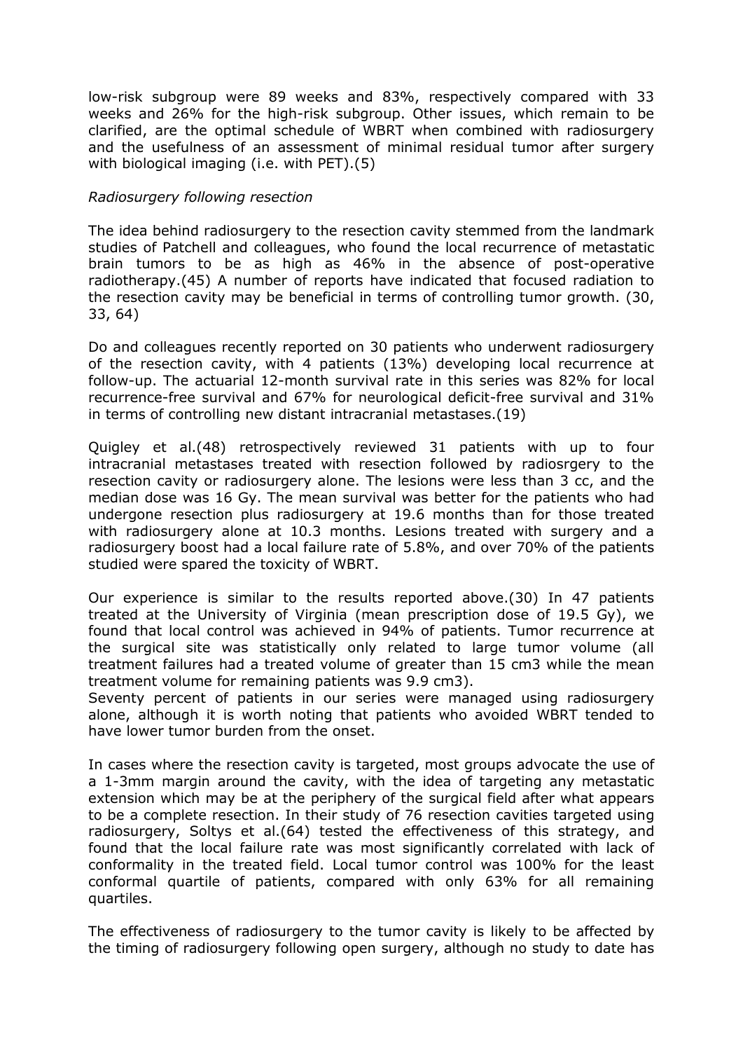low-risk subgroup were 89 weeks and 83%, respectively compared with 33 weeks and 26% for the high-risk subgroup. Other issues, which remain to be clarified, are the optimal schedule of WBRT when combined with radiosurgery and the usefulness of an assessment of minimal residual tumor after surgery with biological imaging (i.e. with PET).(5)

*Radiosurgery following resection*

The idea behind radiosurgery to the resection cavity stemmed from the landmark studies of Patchell and colleagues, who found the local recurrence of metastatic brain tumors to be as high as 46% in the absence of post-operative radiotherapy.(45) A number of reports have indicated that focused radiation to the resection cavity may be beneficial in terms of controlling tumor growth. (30, 33, 64)

Do and colleagues recently reported on 30 patients who underwent radiosurgery of the resection cavity, with 4 patients (13%) developing local recurrence at follow-up. The actuarial 12-month survival rate in this series was 82% for local recurrence-free survival and 67% for neurological deficit-free survival and 31% in terms of controlling new distant intracranial metastases.(19)

Quigley et al.(48) retrospectively reviewed 31 patients with up to four intracranial metastases treated with resection followed by radiosrgery to the resection cavity or radiosurgery alone. The lesions were less than 3 cc, and the median dose was 16 Gy. The mean survival was better for the patients who had undergone resection plus radiosurgery at 19.6 months than for those treated with radiosurgery alone at 10.3 months. Lesions treated with surgery and a radiosurgery boost had a local failure rate of 5.8%, and over 70% of the patients studied were spared the toxicity of WBRT.

Our experience is similar to the results reported above.(30) In 47 patients treated at the University of Virginia (mean prescription dose of 19.5 Gy), we found that local control was achieved in 94% of patients. Tumor recurrence at the surgical site was statistically only related to large tumor volume (all treatment failures had a treated volume of greater than 15 cm3 while the mean treatment volume for remaining patients was 9.9 cm3).
Seventy percent of patients in our series were managed using radiosurgery alone, although it is worth noting that patients who avoided WBRT tended to have lower tumor burden from the onset.

In cases where the resection cavity is targeted, most groups advocate the use of a 1-3mm margin around the cavity, with the idea of targeting any metastatic extension which may be at the periphery of the surgical field after what appears to be a complete resection. In their study of 76 resection cavities targeted using radiosurgery, Soltys et al.(64) tested the effectiveness of this strategy, and found that the local failure rate was most significantly correlated with lack of conformality in the treated field. Local tumor control was 100% for the least conformal quartile of patients, compared with only 63% for all remaining quartiles.

The effectiveness of radiosurgery to the tumor cavity is likely to be affected by the timing of radiosurgery following open surgery, although no study to date has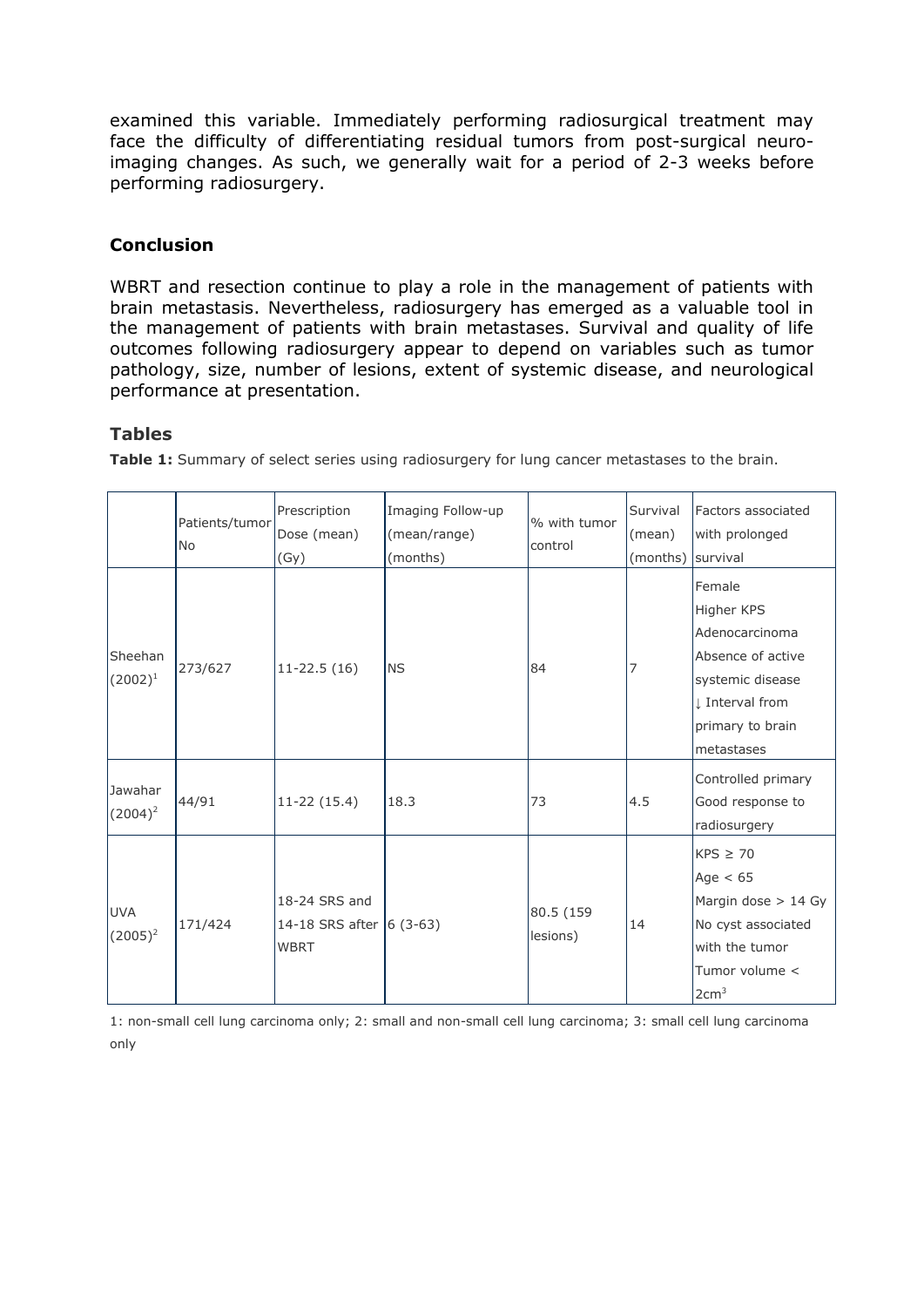examined this variable. Immediately performing radiosurgical treatment may face the difficulty of differentiating residual tumors from post-surgical neuro-imaging changes. As such, we generally wait for a period of 2-3 weeks before performing radiosurgery.

## Conclusion

WBRT and resection continue to play a role in the management of patients with brain metastasis. Nevertheless, radiosurgery has emerged as a valuable tool in the management of patients with brain metastases. Survival and quality of life outcomes following radiosurgery appear to depend on variables such as tumor pathology, size, number of lesions, extent of systemic disease, and neurological performance at presentation.

## Tables

**Table 1:** Summary of select series using radiosurgery for lung cancer metastases to the brain.

| | Patients/tumor No | Prescription Dose (mean) (Gy) | Imaging Follow-up (mean/range) (months) | % with tumor control | Survival (mean) (months) | Factors associated with prolonged survival |
|---|---|---|---|---|---|---|
| Sheehan (2002)[1] | 273/627 | 11-22.5 (16) | NS | 84 | 7 | Female<br>Higher KPS<br>Adenocarcinoma<br>Absence of active systemic disease<br>↓ Interval from primary to brain metastases |
| Jawahar (2004)[2] | 44/91 | 11-22 (15.4) | 18.3 | 73 | 4.5 | Controlled primary<br>Good response to radiosurgery |
| UVA (2005)[2] | 171/424 | 18-24 SRS and 14-18 SRS after WBRT | 6 (3-63) | 80.5 (159 lesions) | 14 | KPS ≥ 70<br>Age < 65<br>Margin dose > 14 Gy<br>No cyst associated with the tumor<br>Tumor volume < $2cm^3$ |

1: non-small cell lung carcinoma only; 2: small and non-small cell lung carcinoma; 3: small cell lung carcinoma only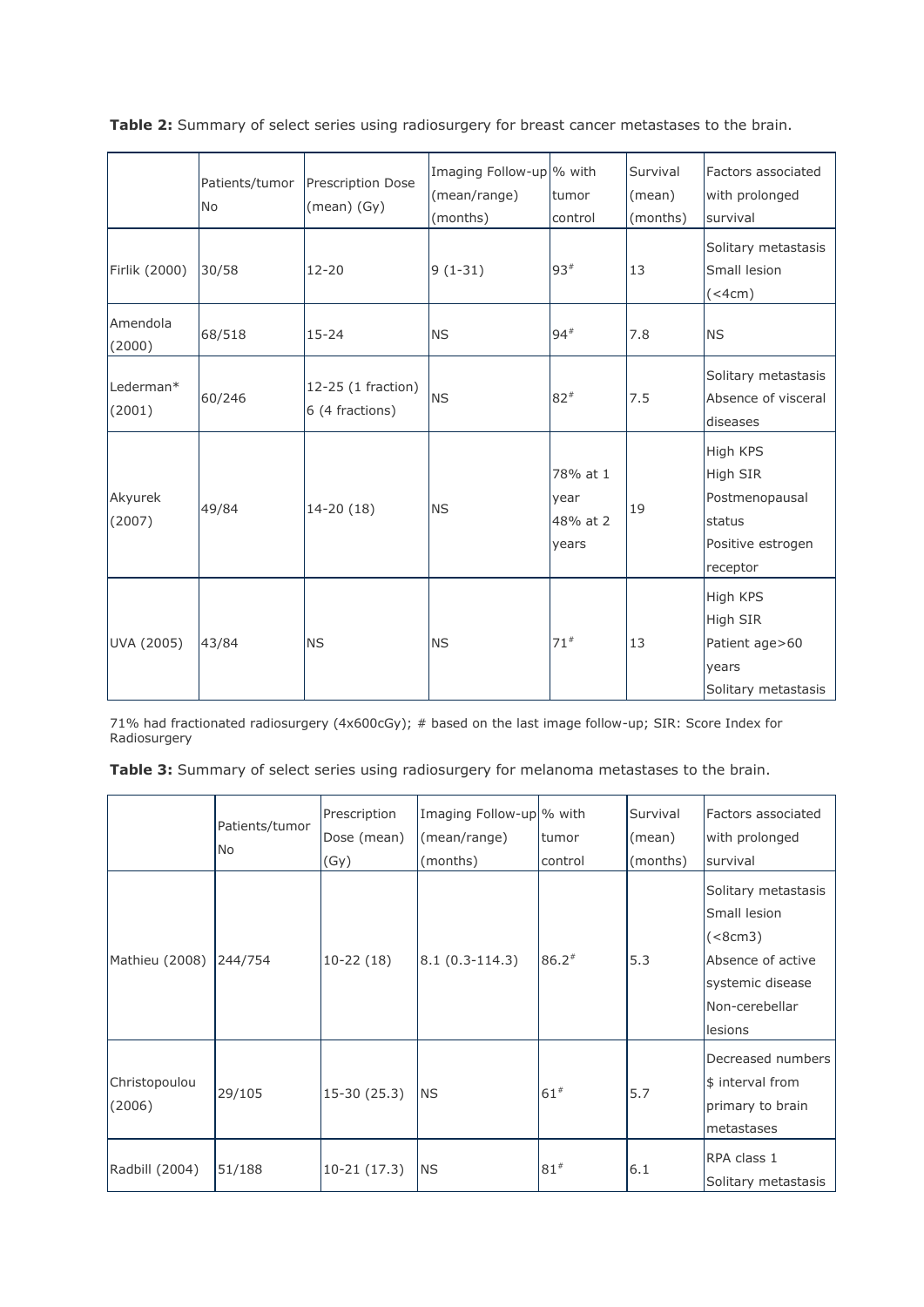**Table 2:** Summary of select series using radiosurgery for breast cancer metastases to the brain.

| | Patients/tumor No | Prescription Dose (mean) (Gy) | Imaging Follow-up (mean/range) (months) | % with tumor control | Survival (mean) (months) | Factors associated with prolonged survival |
|---|---|---|---|---|---|---|
| Firlik (2000) | 30/58 | 12-20 | 9 (1-31) | 93# | 13 | Solitary metastasis Small lesion (<4cm) |
| Amendola (2000) | 68/518 | 15-24 | NS | 94# | 7.8 | NS |
| Lederman* (2001) | 60/246 | 12-25 (1 fraction) 6 (4 fractions) | NS | 82# | 7.5 | Solitary metastasis Absence of visceral diseases |
| Akyurek (2007) | 49/84 | 14-20 (18) | NS | 78% at 1 year 48% at 2 years | 19 | High KPS High SIR Postmenopausal status Positive estrogen receptor |
| UVA (2005) | 43/84 | NS | NS | 71# | 13 | High KPS High SIR Patient age>60 years Solitary metastasis |

71% had fractionated radiosurgery (4x600cGy); # based on the last image follow-up; SIR: Score Index for Radiosurgery

**Table 3:** Summary of select series using radiosurgery for melanoma metastases to the brain.

| | Patients/tumor No | Prescription Dose (mean) (Gy) | Imaging Follow-up (mean/range) (months) | % with tumor control | Survival (mean) (months) | Factors associated with prolonged survival |
|---|---|---|---|---|---|---|
| Mathieu (2008) | 244/754 | 10-22 (18) | 8.1 (0.3-114.3) | 86.2# | 5.3 | Solitary metastasis Small lesion (<8cm3) Absence of active systemic disease Non-cerebellar lesions |
| Christopoulou (2006) | 29/105 | 15-30 (25.3) | NS | 61# | 5.7 | Decreased numbers $ interval from primary to brain metastases |
| Radbill (2004) | 51/188 | 10-21 (17.3) | NS | 81# | 6.1 | RPA class 1 Solitary metastasis |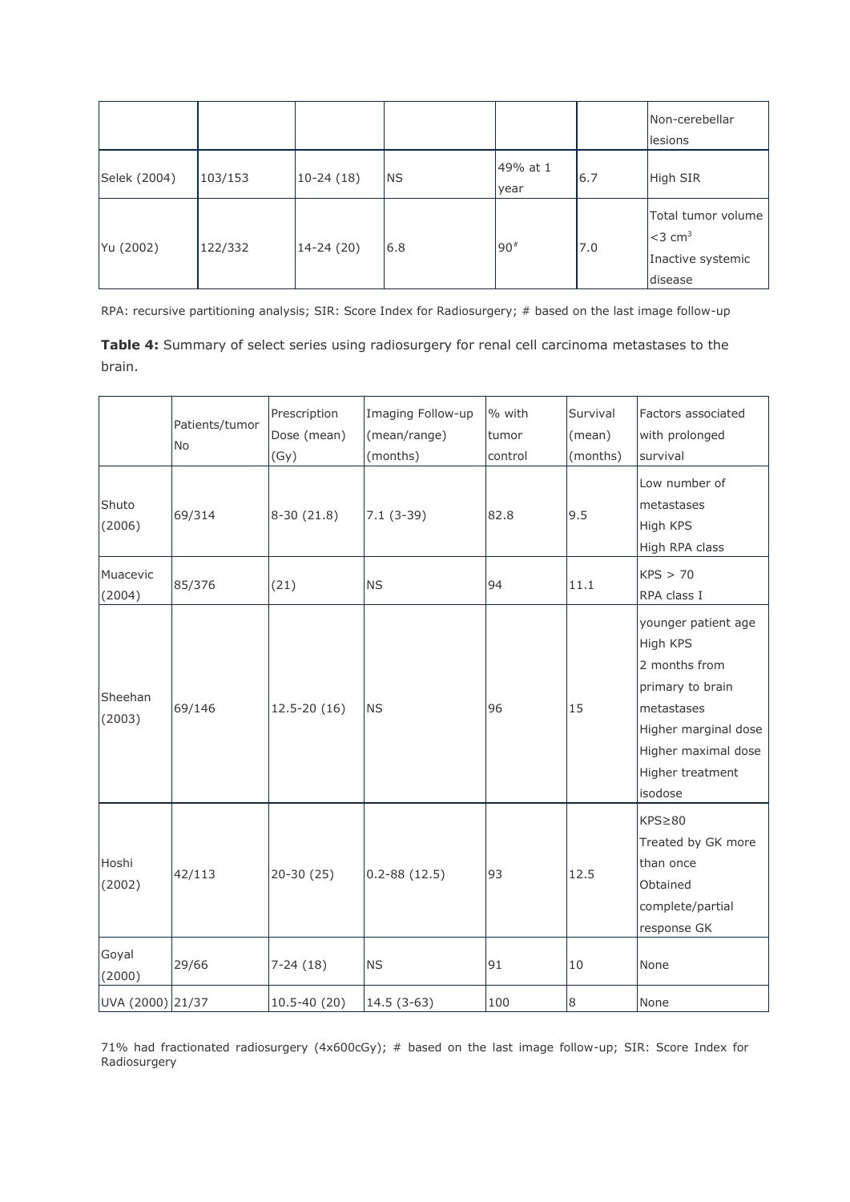| | | | | | | Non-cerebellar lesions |
|---|---|---|---|---|---|---|
| Selek (2004) | 103/153 | 10-24 (18) | NS | 49% at 1 year | 6.7 | High SIR |
| Yu (2002) | 122/332 | 14-24 (20) | 6.8 | 90# | 7.0 | Total tumor volume <3 $cm^3$<br>Inactive systemic disease |

RPA: recursive partitioning analysis; SIR: Score Index for Radiosurgery; # based on the last image follow-up

**Table 4:** Summary of select series using radiosurgery for renal cell carcinoma metastases to the brain.

| | Patients/tumor No | Prescription Dose (mean) (Gy) | Imaging Follow-up (mean/range) (months) | % with tumor control | Survival (mean) (months) | Factors associated with prolonged survival |
|---|---|---|---|---|---|---|
| Shuto (2006) | 69/314 | 8-30 (21.8) | 7.1 (3-39) | 82.8 | 9.5 | Low number of metastases<br>High KPS<br>High RPA class |
| Muacevic (2004) | 85/376 | (21) | NS | 94 | 11.1 | KPS > 70<br>RPA class I |
| Sheehan (2003) | 69/146 | 12.5-20 (16) | NS | 96 | 15 | younger patient age<br>High KPS<br>2 months from primary to brain metastases<br>Higher marginal dose<br>Higher maximal dose<br>Higher treatment isodose |
| Hoshi (2002) | 42/113 | 20-30 (25) | 0.2-88 (12.5) | 93 | 12.5 | KPS≥80<br>Treated by GK more than once<br>Obtained complete/partial response GK |
| Goyal (2000) | 29/66 | 7-24 (18) | NS | 91 | 10 | None |
| UVA (2000) | 21/37 | 10.5-40 (20) | 14.5 (3-63) | 100 | 8 | None |

71% had fractionated radiosurgery (4x600cGy); # based on the last image follow-up; SIR: Score Index for Radiosurgery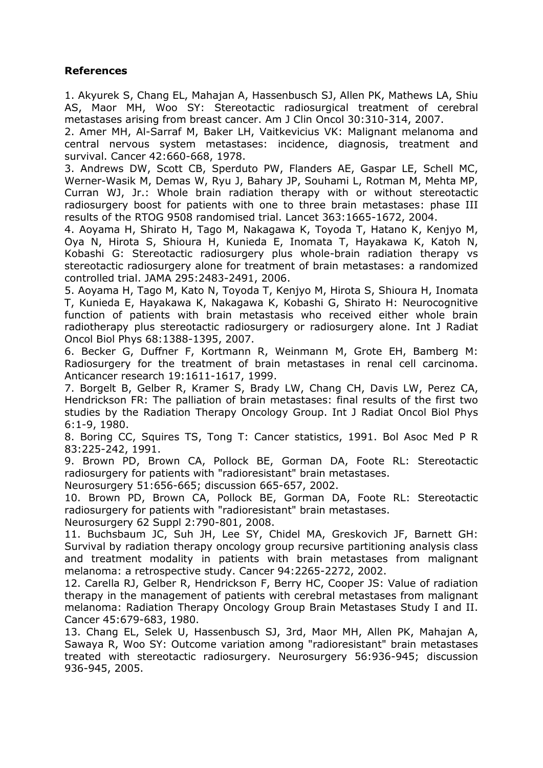**References**

1. Akyurek S, Chang EL, Mahajan A, Hassenbusch SJ, Allen PK, Mathews LA, Shiu AS, Maor MH, Woo SY: Stereotactic radiosurgical treatment of cerebral metastases arising from breast cancer. Am J Clin Oncol 30:310-314, 2007.
2. Amer MH, Al-Sarraf M, Baker LH, Vaitkevicius VK: Malignant melanoma and central nervous system metastases: incidence, diagnosis, treatment and survival. Cancer 42:660-668, 1978.
3. Andrews DW, Scott CB, Sperduto PW, Flanders AE, Gaspar LE, Schell MC, Werner-Wasik M, Demas W, Ryu J, Bahary JP, Souhami L, Rotman M, Mehta MP, Curran WJ, Jr.: Whole brain radiation therapy with or without stereotactic radiosurgery boost for patients with one to three brain metastases: phase III results of the RTOG 9508 randomised trial. Lancet 363:1665-1672, 2004.
4. Aoyama H, Shirato H, Tago M, Nakagawa K, Toyoda T, Hatano K, Kenjyo M, Oya N, Hirota S, Shioura H, Kunieda E, Inomata T, Hayakawa K, Katoh N, Kobashi G: Stereotactic radiosurgery plus whole-brain radiation therapy vs stereotactic radiosurgery alone for treatment of brain metastases: a randomized controlled trial. JAMA 295:2483-2491, 2006.
5. Aoyama H, Tago M, Kato N, Toyoda T, Kenjyo M, Hirota S, Shioura H, Inomata T, Kunieda E, Hayakawa K, Nakagawa K, Kobashi G, Shirato H: Neurocognitive function of patients with brain metastasis who received either whole brain radiotherapy plus stereotactic radiosurgery or radiosurgery alone. Int J Radiat Oncol Biol Phys 68:1388-1395, 2007.
6. Becker G, Duffner F, Kortmann R, Weinmann M, Grote EH, Bamberg M: Radiosurgery for the treatment of brain metastases in renal cell carcinoma. Anticancer research 19:1611-1617, 1999.
7. Borgelt B, Gelber R, Kramer S, Brady LW, Chang CH, Davis LW, Perez CA, Hendrickson FR: The palliation of brain metastases: final results of the first two studies by the Radiation Therapy Oncology Group. Int J Radiat Oncol Biol Phys 6:1-9, 1980.
8. Boring CC, Squires TS, Tong T: Cancer statistics, 1991. Bol Asoc Med P R 83:225-242, 1991.
9. Brown PD, Brown CA, Pollock BE, Gorman DA, Foote RL: Stereotactic radiosurgery for patients with "radioresistant" brain metastases. Neurosurgery 51:656-665; discussion 665-657, 2002.
10. Brown PD, Brown CA, Pollock BE, Gorman DA, Foote RL: Stereotactic radiosurgery for patients with "radioresistant" brain metastases. Neurosurgery 62 Suppl 2:790-801, 2008.
11. Buchsbaum JC, Suh JH, Lee SY, Chidel MA, Greskovich JF, Barnett GH: Survival by radiation therapy oncology group recursive partitioning analysis class and treatment modality in patients with brain metastases from malignant melanoma: a retrospective study. Cancer 94:2265-2272, 2002.
12. Carella RJ, Gelber R, Hendrickson F, Berry HC, Cooper JS: Value of radiation therapy in the management of patients with cerebral metastases from malignant melanoma: Radiation Therapy Oncology Group Brain Metastases Study I and II. Cancer 45:679-683, 1980.
13. Chang EL, Selek U, Hassenbusch SJ, 3rd, Maor MH, Allen PK, Mahajan A, Sawaya R, Woo SY: Outcome variation among "radioresistant" brain metastases treated with stereotactic radiosurgery. Neurosurgery 56:936-945; discussion 936-945, 2005.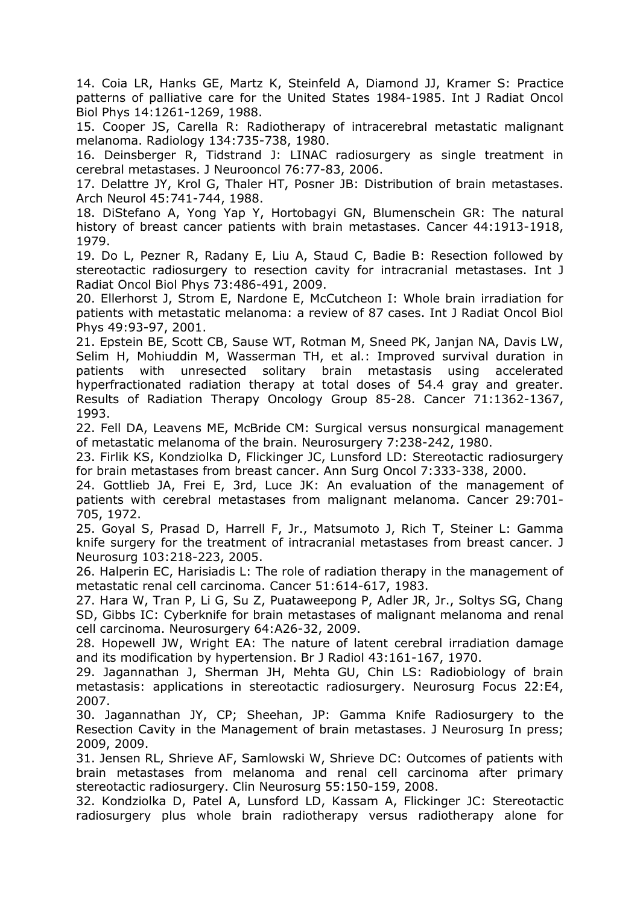14. Coia LR, Hanks GE, Martz K, Steinfeld A, Diamond JJ, Kramer S: Practice patterns of palliative care for the United States 1984-1985. Int J Radiat Oncol Biol Phys 14:1261-1269, 1988.

15. Cooper JS, Carella R: Radiotherapy of intracerebral metastatic malignant melanoma. Radiology 134:735-738, 1980.

16. Deinsberger R, Tidstrand J: LINAC radiosurgery as single treatment in cerebral metastases. J Neurooncol 76:77-83, 2006.

17. Delattre JY, Krol G, Thaler HT, Posner JB: Distribution of brain metastases. Arch Neurol 45:741-744, 1988.

18. DiStefano A, Yong Yap Y, Hortobagyi GN, Blumenschein GR: The natural history of breast cancer patients with brain metastases. Cancer 44:1913-1918, 1979.

19. Do L, Pezner R, Radany E, Liu A, Staud C, Badie B: Resection followed by stereotactic radiosurgery to resection cavity for intracranial metastases. Int J Radiat Oncol Biol Phys 73:486-491, 2009.

20. Ellerhorst J, Strom E, Nardone E, McCutcheon I: Whole brain irradiation for patients with metastatic melanoma: a review of 87 cases. Int J Radiat Oncol Biol Phys 49:93-97, 2001.

21. Epstein BE, Scott CB, Sause WT, Rotman M, Sneed PK, Janjan NA, Davis LW, Selim H, Mohiuddin M, Wasserman TH, et al.: Improved survival duration in patients with unresected solitary brain metastasis using accelerated hyperfractionated radiation therapy at total doses of 54.4 gray and greater. Results of Radiation Therapy Oncology Group 85-28. Cancer 71:1362-1367, 1993.

22. Fell DA, Leavens ME, McBride CM: Surgical versus nonsurgical management of metastatic melanoma of the brain. Neurosurgery 7:238-242, 1980.

23. Firlik KS, Kondziolka D, Flickinger JC, Lunsford LD: Stereotactic radiosurgery for brain metastases from breast cancer. Ann Surg Oncol 7:333-338, 2000.

24. Gottlieb JA, Frei E, 3rd, Luce JK: An evaluation of the management of patients with cerebral metastases from malignant melanoma. Cancer 29:701-705, 1972.

25. Goyal S, Prasad D, Harrell F, Jr., Matsumoto J, Rich T, Steiner L: Gamma knife surgery for the treatment of intracranial metastases from breast cancer. J Neurosurg 103:218-223, 2005.

26. Halperin EC, Harisiadis L: The role of radiation therapy in the management of metastatic renal cell carcinoma. Cancer 51:614-617, 1983.

27. Hara W, Tran P, Li G, Su Z, Puataweepong P, Adler JR, Jr., Soltys SG, Chang SD, Gibbs IC: Cyberknife for brain metastases of malignant melanoma and renal cell carcinoma. Neurosurgery 64:A26-32, 2009.

28. Hopewell JW, Wright EA: The nature of latent cerebral irradiation damage and its modification by hypertension. Br J Radiol 43:161-167, 1970.

29. Jagannathan J, Sherman JH, Mehta GU, Chin LS: Radiobiology of brain metastasis: applications in stereotactic radiosurgery. Neurosurg Focus 22:E4, 2007.

30. Jagannathan JY, CP; Sheehan, JP: Gamma Knife Radiosurgery to the Resection Cavity in the Management of brain metastases. J Neurosurg In press; 2009, 2009.

31. Jensen RL, Shrieve AF, Samlowski W, Shrieve DC: Outcomes of patients with brain metastases from melanoma and renal cell carcinoma after primary stereotactic radiosurgery. Clin Neurosurg 55:150-159, 2008.

32. Kondziolka D, Patel A, Lunsford LD, Kassam A, Flickinger JC: Stereotactic radiosurgery plus whole brain radiotherapy versus radiotherapy alone for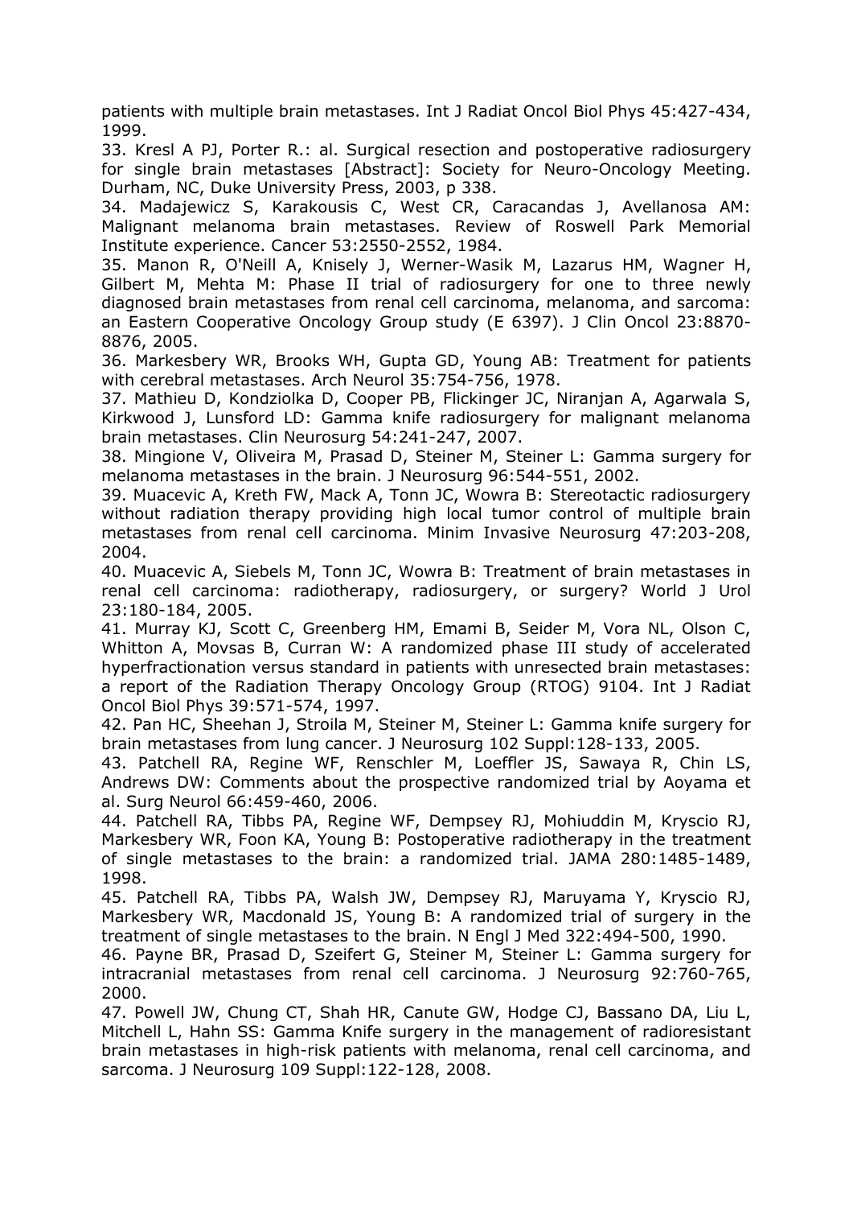patients with multiple brain metastases. Int J Radiat Oncol Biol Phys 45:427-434, 1999.

33. Kresl A PJ, Porter R.: al. Surgical resection and postoperative radiosurgery for single brain metastases [Abstract]: Society for Neuro-Oncology Meeting. Durham, NC, Duke University Press, 2003, p 338.

34. Madajewicz S, Karakousis C, West CR, Caracandas J, Avellanosa AM: Malignant melanoma brain metastases. Review of Roswell Park Memorial Institute experience. Cancer 53:2550-2552, 1984.

35. Manon R, O'Neill A, Knisely J, Werner-Wasik M, Lazarus HM, Wagner H, Gilbert M, Mehta M: Phase II trial of radiosurgery for one to three newly diagnosed brain metastases from renal cell carcinoma, melanoma, and sarcoma: an Eastern Cooperative Oncology Group study (E 6397). J Clin Oncol 23:8870-8876, 2005.

36. Markesbery WR, Brooks WH, Gupta GD, Young AB: Treatment for patients with cerebral metastases. Arch Neurol 35:754-756, 1978.

37. Mathieu D, Kondziolka D, Cooper PB, Flickinger JC, Niranjan A, Agarwala S, Kirkwood J, Lunsford LD: Gamma knife radiosurgery for malignant melanoma brain metastases. Clin Neurosurg 54:241-247, 2007.

38. Mingione V, Oliveira M, Prasad D, Steiner M, Steiner L: Gamma surgery for melanoma metastases in the brain. J Neurosurg 96:544-551, 2002.

39. Muacevic A, Kreth FW, Mack A, Tonn JC, Wowra B: Stereotactic radiosurgery without radiation therapy providing high local tumor control of multiple brain metastases from renal cell carcinoma. Minim Invasive Neurosurg 47:203-208, 2004.

40. Muacevic A, Siebels M, Tonn JC, Wowra B: Treatment of brain metastases in renal cell carcinoma: radiotherapy, radiosurgery, or surgery? World J Urol 23:180-184, 2005.

41. Murray KJ, Scott C, Greenberg HM, Emami B, Seider M, Vora NL, Olson C, Whitton A, Movsas B, Curran W: A randomized phase III study of accelerated hyperfractionation versus standard in patients with unresected brain metastases: a report of the Radiation Therapy Oncology Group (RTOG) 9104. Int J Radiat Oncol Biol Phys 39:571-574, 1997.

42. Pan HC, Sheehan J, Stroila M, Steiner M, Steiner L: Gamma knife surgery for brain metastases from lung cancer. J Neurosurg 102 Suppl:128-133, 2005.

43. Patchell RA, Regine WF, Renschler M, Loeffler JS, Sawaya R, Chin LS, Andrews DW: Comments about the prospective randomized trial by Aoyama et al. Surg Neurol 66:459-460, 2006.

44. Patchell RA, Tibbs PA, Regine WF, Dempsey RJ, Mohiuddin M, Kryscio RJ, Markesbery WR, Foon KA, Young B: Postoperative radiotherapy in the treatment of single metastases to the brain: a randomized trial. JAMA 280:1485-1489, 1998.

45. Patchell RA, Tibbs PA, Walsh JW, Dempsey RJ, Maruyama Y, Kryscio RJ, Markesbery WR, Macdonald JS, Young B: A randomized trial of surgery in the treatment of single metastases to the brain. N Engl J Med 322:494-500, 1990.

46. Payne BR, Prasad D, Szeifert G, Steiner M, Steiner L: Gamma surgery for intracranial metastases from renal cell carcinoma. J Neurosurg 92:760-765, 2000.

47. Powell JW, Chung CT, Shah HR, Canute GW, Hodge CJ, Bassano DA, Liu L, Mitchell L, Hahn SS: Gamma Knife surgery in the management of radioresistant brain metastases in high-risk patients with melanoma, renal cell carcinoma, and sarcoma. J Neurosurg 109 Suppl:122-128, 2008.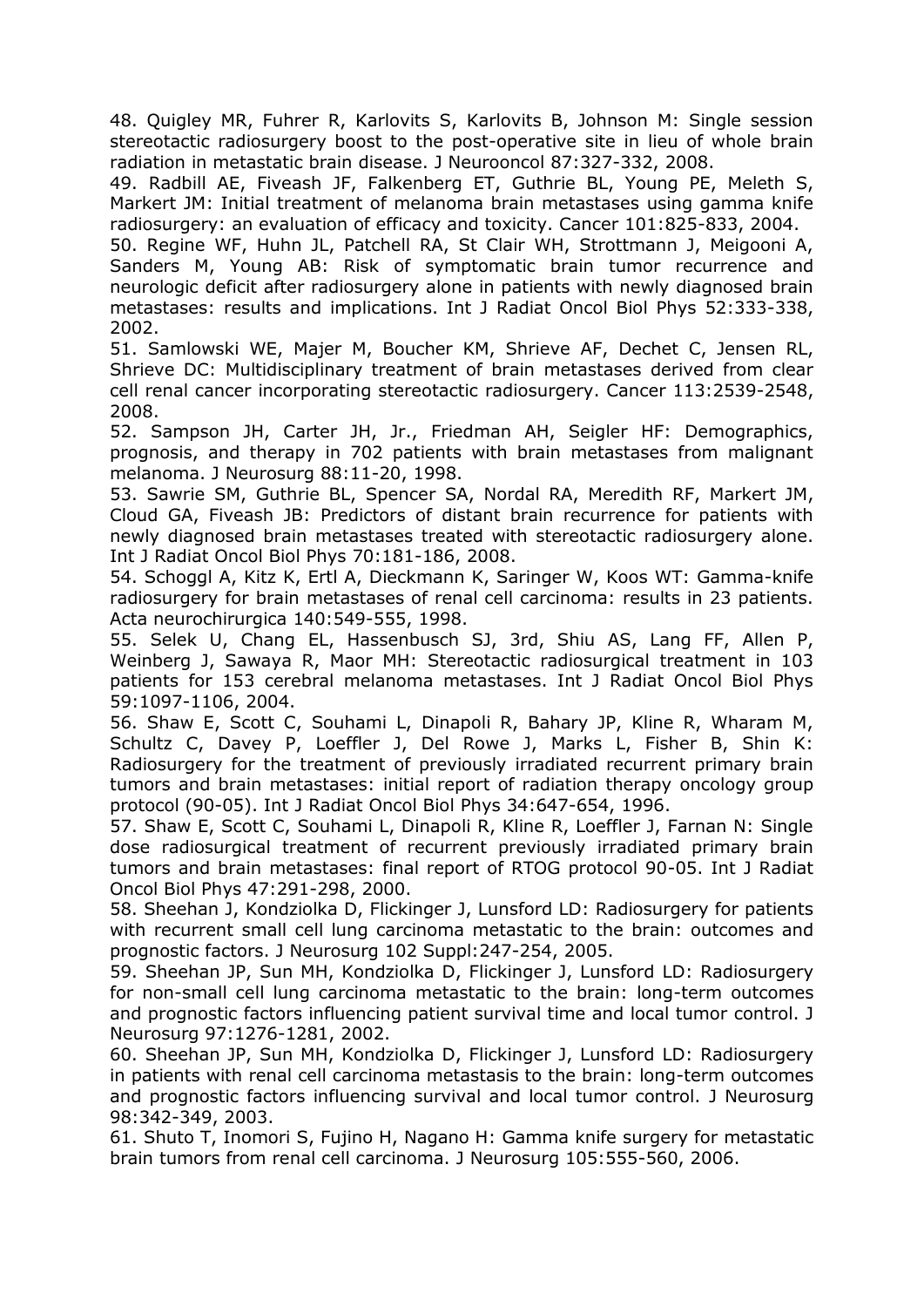48. Quigley MR, Fuhrer R, Karlovits S, Karlovits B, Johnson M: Single session stereotactic radiosurgery boost to the post-operative site in lieu of whole brain radiation in metastatic brain disease. J Neurooncol 87:327-332, 2008.

49. Radbill AE, Fiveash JF, Falkenberg ET, Guthrie BL, Young PE, Meleth S, Markert JM: Initial treatment of melanoma brain metastases using gamma knife radiosurgery: an evaluation of efficacy and toxicity. Cancer 101:825-833, 2004.

50. Regine WF, Huhn JL, Patchell RA, St Clair WH, Strottmann J, Meigooni A, Sanders M, Young AB: Risk of symptomatic brain tumor recurrence and neurologic deficit after radiosurgery alone in patients with newly diagnosed brain metastases: results and implications. Int J Radiat Oncol Biol Phys 52:333-338, 2002.

51. Samlowski WE, Majer M, Boucher KM, Shrieve AF, Dechet C, Jensen RL, Shrieve DC: Multidisciplinary treatment of brain metastases derived from clear cell renal cancer incorporating stereotactic radiosurgery. Cancer 113:2539-2548, 2008.

52. Sampson JH, Carter JH, Jr., Friedman AH, Seigler HF: Demographics, prognosis, and therapy in 702 patients with brain metastases from malignant melanoma. J Neurosurg 88:11-20, 1998.

53. Sawrie SM, Guthrie BL, Spencer SA, Nordal RA, Meredith RF, Markert JM, Cloud GA, Fiveash JB: Predictors of distant brain recurrence for patients with newly diagnosed brain metastases treated with stereotactic radiosurgery alone. Int J Radiat Oncol Biol Phys 70:181-186, 2008.

54. Schoggl A, Kitz K, Ertl A, Dieckmann K, Saringer W, Koos WT: Gamma-knife radiosurgery for brain metastases of renal cell carcinoma: results in 23 patients. Acta neurochirurgica 140:549-555, 1998.

55. Selek U, Chang EL, Hassenbusch SJ, 3rd, Shiu AS, Lang FF, Allen P, Weinberg J, Sawaya R, Maor MH: Stereotactic radiosurgical treatment in 103 patients for 153 cerebral melanoma metastases. Int J Radiat Oncol Biol Phys 59:1097-1106, 2004.

56. Shaw E, Scott C, Souhami L, Dinapoli R, Bahary JP, Kline R, Wharam M, Schultz C, Davey P, Loeffler J, Del Rowe J, Marks L, Fisher B, Shin K: Radiosurgery for the treatment of previously irradiated recurrent primary brain tumors and brain metastases: initial report of radiation therapy oncology group protocol (90-05). Int J Radiat Oncol Biol Phys 34:647-654, 1996.

57. Shaw E, Scott C, Souhami L, Dinapoli R, Kline R, Loeffler J, Farnan N: Single dose radiosurgical treatment of recurrent previously irradiated primary brain tumors and brain metastases: final report of RTOG protocol 90-05. Int J Radiat Oncol Biol Phys 47:291-298, 2000.

58. Sheehan J, Kondziolka D, Flickinger J, Lunsford LD: Radiosurgery for patients with recurrent small cell lung carcinoma metastatic to the brain: outcomes and prognostic factors. J Neurosurg 102 Suppl:247-254, 2005.

59. Sheehan JP, Sun MH, Kondziolka D, Flickinger J, Lunsford LD: Radiosurgery for non-small cell lung carcinoma metastatic to the brain: long-term outcomes and prognostic factors influencing patient survival time and local tumor control. J Neurosurg 97:1276-1281, 2002.

60. Sheehan JP, Sun MH, Kondziolka D, Flickinger J, Lunsford LD: Radiosurgery in patients with renal cell carcinoma metastasis to the brain: long-term outcomes and prognostic factors influencing survival and local tumor control. J Neurosurg 98:342-349, 2003.

61. Shuto T, Inomori S, Fujino H, Nagano H: Gamma knife surgery for metastatic brain tumors from renal cell carcinoma. J Neurosurg 105:555-560, 2006.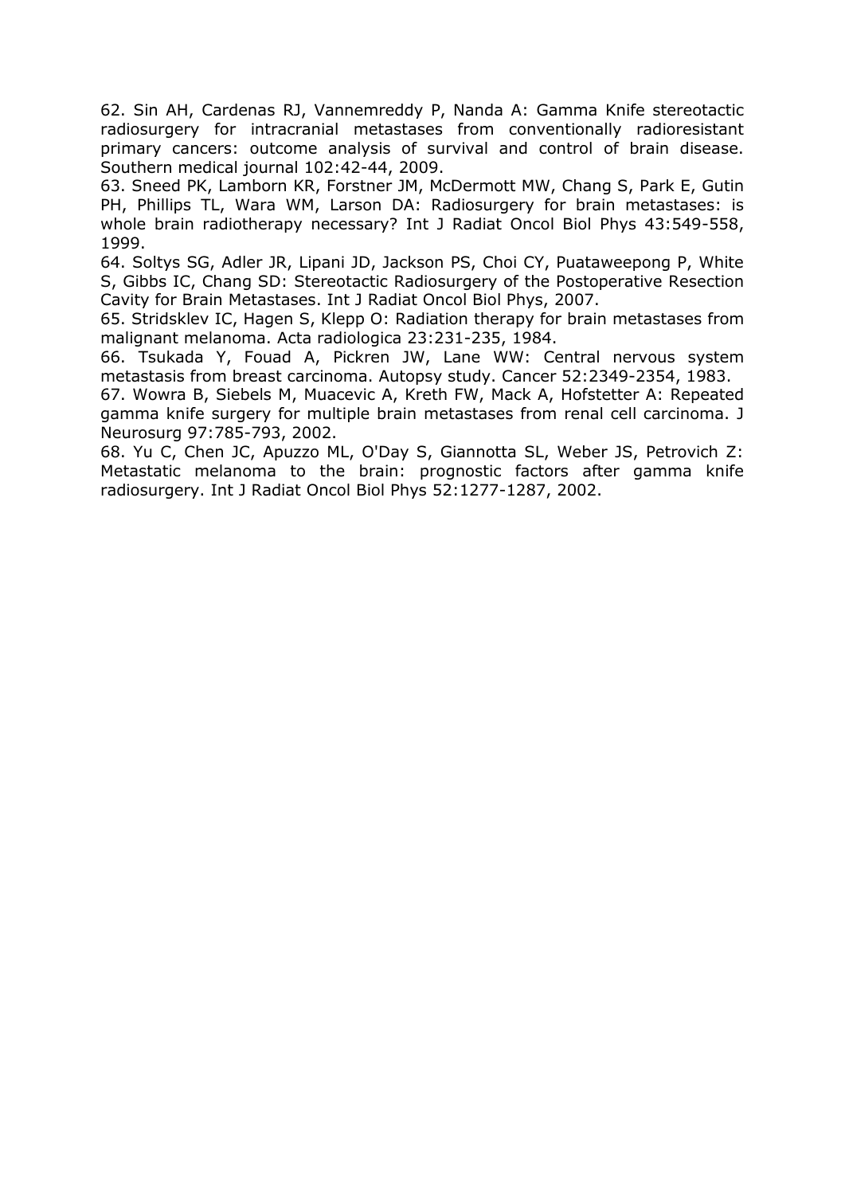62. Sin AH, Cardenas RJ, Vannemreddy P, Nanda A: Gamma Knife stereotactic radiosurgery for intracranial metastases from conventionally radioresistant primary cancers: outcome analysis of survival and control of brain disease. Southern medical journal 102:42-44, 2009.

63. Sneed PK, Lamborn KR, Forstner JM, McDermott MW, Chang S, Park E, Gutin PH, Phillips TL, Wara WM, Larson DA: Radiosurgery for brain metastases: is whole brain radiotherapy necessary? Int J Radiat Oncol Biol Phys 43:549-558, 1999.

64. Soltys SG, Adler JR, Lipani JD, Jackson PS, Choi CY, Puataweepong P, White S, Gibbs IC, Chang SD: Stereotactic Radiosurgery of the Postoperative Resection Cavity for Brain Metastases. Int J Radiat Oncol Biol Phys, 2007.

65. Stridsklev IC, Hagen S, Klepp O: Radiation therapy for brain metastases from malignant melanoma. Acta radiologica 23:231-235, 1984.

66. Tsukada Y, Fouad A, Pickren JW, Lane WW: Central nervous system metastasis from breast carcinoma. Autopsy study. Cancer 52:2349-2354, 1983.

67. Wowra B, Siebels M, Muacevic A, Kreth FW, Mack A, Hofstetter A: Repeated gamma knife surgery for multiple brain metastases from renal cell carcinoma. J Neurosurg 97:785-793, 2002.

68. Yu C, Chen JC, Apuzzo ML, O'Day S, Giannotta SL, Weber JS, Petrovich Z: Metastatic melanoma to the brain: prognostic factors after gamma knife radiosurgery. Int J Radiat Oncol Biol Phys 52:1277-1287, 2002.